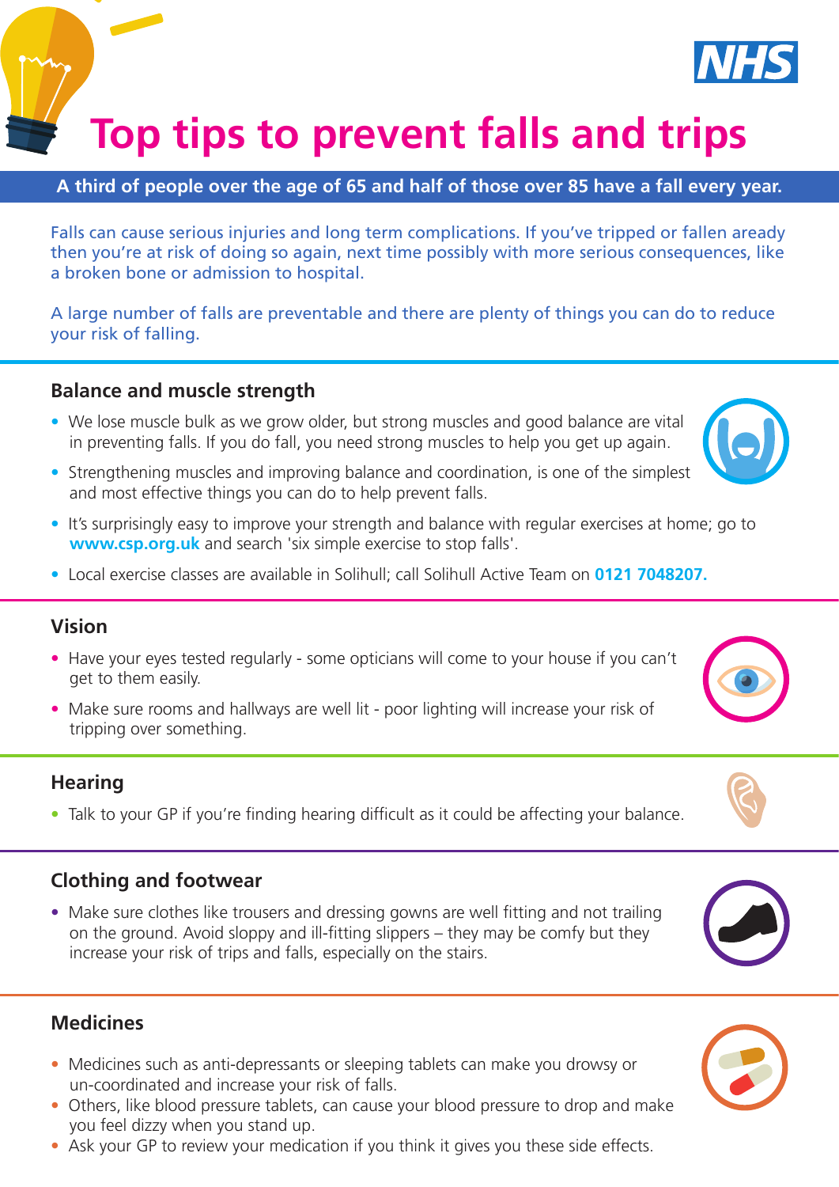# Top tips to prevent falls and trips

**A third of people over the age of 65 and half of those over 85 have a fall every year.**

Falls can cause serious injuries and long term complications. If you've tripped or fallen aready then you're at risk of doing so again, next time possibly with more serious consequences, like a broken bone or admission to hospital.

A large number of falls are preventable and there are plenty of things you can do to reduce your risk of falling.

## Balance and muscle strength

- We lose muscle bulk as we grow older, but strong muscles and good balance are vital in preventing falls. If you do fall, you need strong muscles to help you get up again.
- Strengthening muscles and improving balance and coordination, is one of the simplest and most effective things you can do to help prevent falls.
- It's surprisingly easy to improve your strength and balance with regular exercises at home; go to **www.csp.org.uk** and search 'six simple exercise to stop falls'.
- Local exercise classes are available in Solihull; call Solihull Active Team on **0121 7048207.**

## Vision

- Have your eyes tested regularly - some opticians will come to your house if you can't get to them easily.
- Make sure rooms and hallways are well lit - poor lighting will increase your risk of tripping over something.

## Hearing

- Talk to your GP if you're finding hearing difficult as it could be affecting your balance.

## Clothing and footwear

- Make sure clothes like trousers and dressing gowns are well fitting and not trailing on the ground. Avoid sloppy and ill-fitting slippers – they may be comfy but they increase your risk of trips and falls, especially on the stairs.

## Medicines

- Medicines such as anti-depressants or sleeping tablets can make you drowsy or un-coordinated and increase your risk of falls.
- Others, like blood pressure tablets, can cause your blood pressure to drop and make you feel dizzy when you stand up.
- Ask your GP to review your medication if you think it gives you these side effects.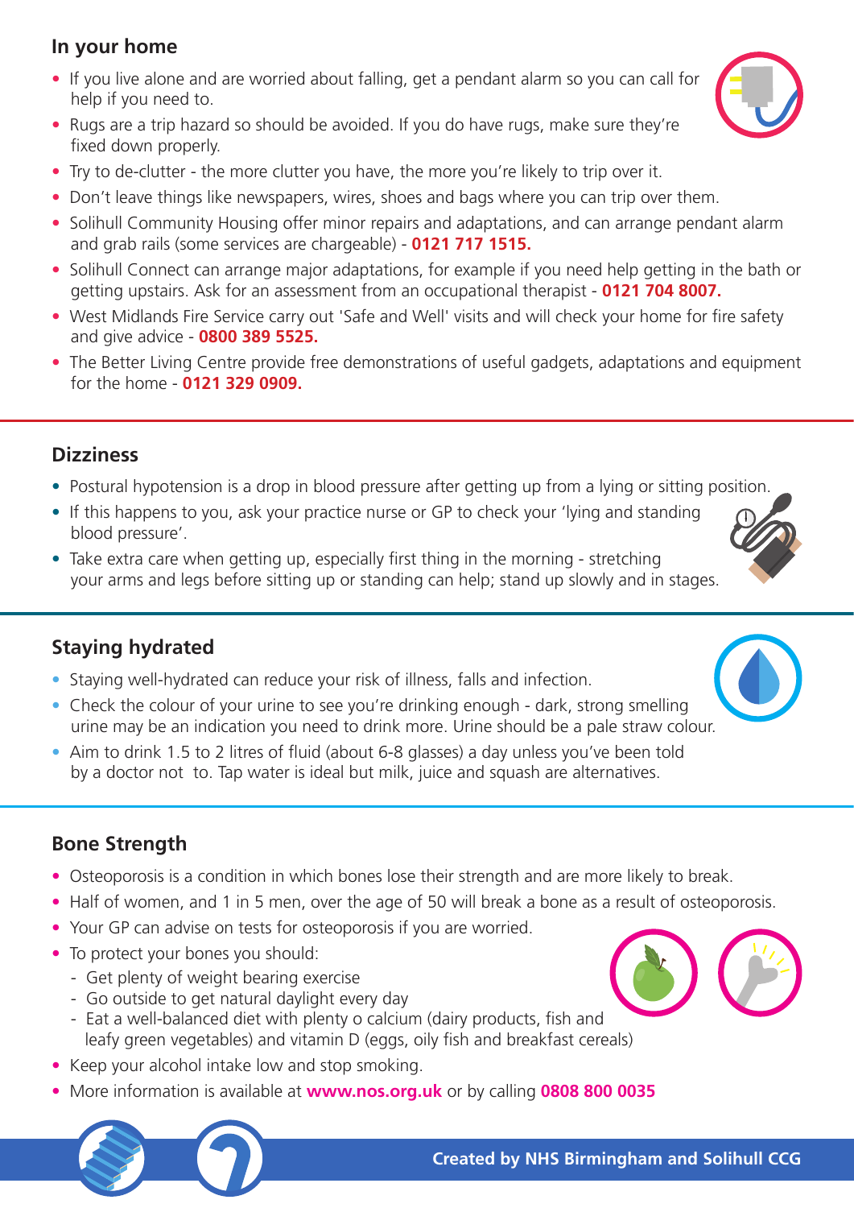## In your home

- If you live alone and are worried about falling, get a pendant alarm so you can call for help if you need to.
- Rugs are a trip hazard so should be avoided. If you do have rugs, make sure they're fixed down properly.
- Try to de-clutter - the more clutter you have, the more you're likely to trip over it.
- Don't leave things like newspapers, wires, shoes and bags where you can trip over them.
- Solihull Community Housing offer minor repairs and adaptations, and can arrange pendant alarm and grab rails (some services are chargeable) - **0121 717 1515.**
- Solihull Connect can arrange major adaptations, for example if you need help getting in the bath or getting upstairs. Ask for an assessment from an occupational therapist - **0121 704 8007.**
- West Midlands Fire Service carry out 'Safe and Well' visits and will check your home for fire safety and give advice - **0800 389 5525.**
- The Better Living Centre provide free demonstrations of useful gadgets, adaptations and equipment for the home - **0121 329 0909.**

## Dizziness

- Postural hypotension is a drop in blood pressure after getting up from a lying or sitting position.
- If this happens to you, ask your practice nurse or GP to check your 'lying and standing blood pressure'.
- Take extra care when getting up, especially first thing in the morning - stretching your arms and legs before sitting up or standing can help; stand up slowly and in stages.

## Staying hydrated

- Staying well-hydrated can reduce your risk of illness, falls and infection.
- Check the colour of your urine to see you're drinking enough - dark, strong smelling urine may be an indication you need to drink more. Urine should be a pale straw colour.
- Aim to drink 1.5 to 2 litres of fluid (about 6-8 glasses) a day unless you've been told by a doctor not to. Tap water is ideal but milk, juice and squash are alternatives.

## Bone Strength

- Osteoporosis is a condition in which bones lose their strength and are more likely to break.
- Half of women, and 1 in 5 men, over the age of 50 will break a bone as a result of osteoporosis.
- Your GP can advise on tests for osteoporosis if you are worried.
- To protect your bones you should:
  - Get plenty of weight bearing exercise
  - Go outside to get natural daylight every day
  - Eat a well-balanced diet with plenty o calcium (dairy products, fish and leafy green vegetables) and vitamin D (eggs, oily fish and breakfast cereals)
- Keep your alcohol intake low and stop smoking.
- More information is available at **www.nos.org.uk** or by calling **0808 800 0035**

**Created by NHS Birmingham and Solihull CCG**